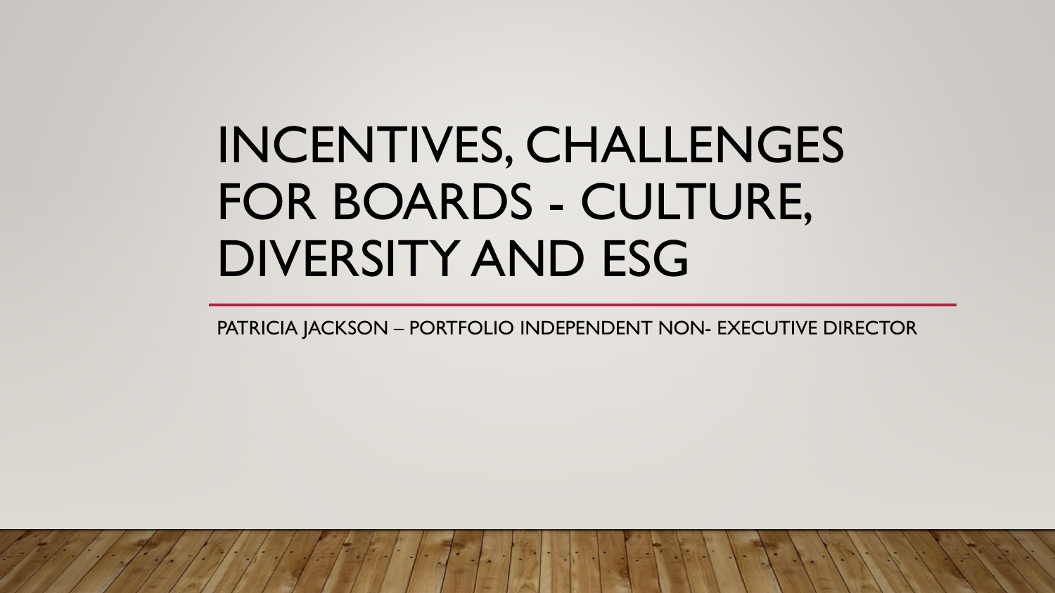# INCENTIVES, CHALLENGES FOR BOARDS - CULTURE, DIVERSITY AND ESG

PATRICIA JACKSON – PORTFOLIO INDEPENDENT NON- EXECUTIVE DIRECTOR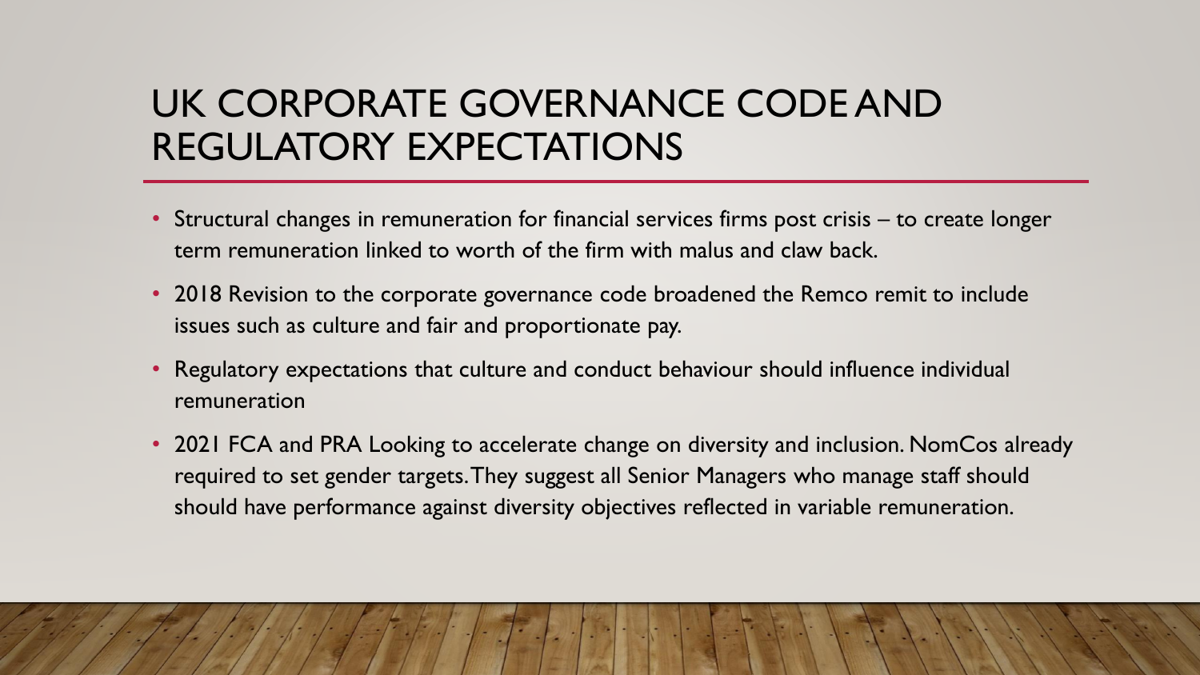# UK CORPORATE GOVERNANCE CODE AND REGULATORY EXPECTATIONS

- Structural changes in remuneration for financial services firms post crisis – to create longer term remuneration linked to worth of the firm with malus and claw back.
- 2018 Revision to the corporate governance code broadened the Remco remit to include issues such as culture and fair and proportionate pay.
- Regulatory expectations that culture and conduct behaviour should influence individual remuneration
- 2021 FCA and PRA Looking to accelerate change on diversity and inclusion. NomCos already required to set gender targets. They suggest all Senior Managers who manage staff should should have performance against diversity objectives reflected in variable remuneration.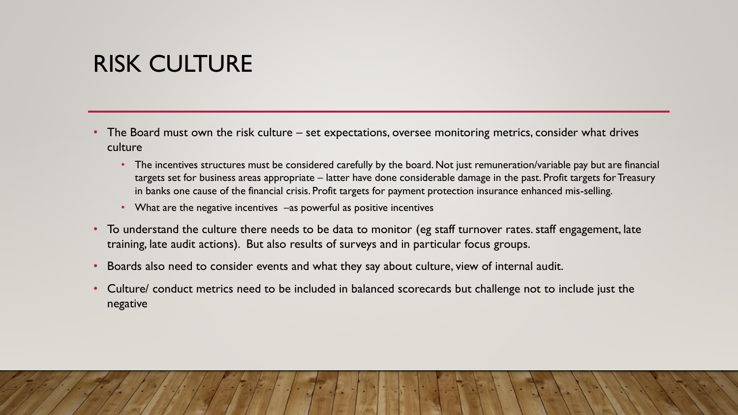# RISK CULTURE

- The Board must own the risk culture – set expectations, oversee monitoring metrics, consider what drives culture
  - The incentives structures must be considered carefully by the board. Not just remuneration/variable pay but are financial targets set for business areas appropriate – latter have done considerable damage in the past. Profit targets for Treasury in banks one cause of the financial crisis. Profit targets for payment protection insurance enhanced mis-selling.
  - What are the negative incentives –as powerful as positive incentives
- To understand the culture there needs to be data to monitor (eg staff turnover rates. staff engagement, late training, late audit actions). But also results of surveys and in particular focus groups.
- Boards also need to consider events and what they say about culture, view of internal audit.
- Culture/ conduct metrics need to be included in balanced scorecards but challenge not to include just the negative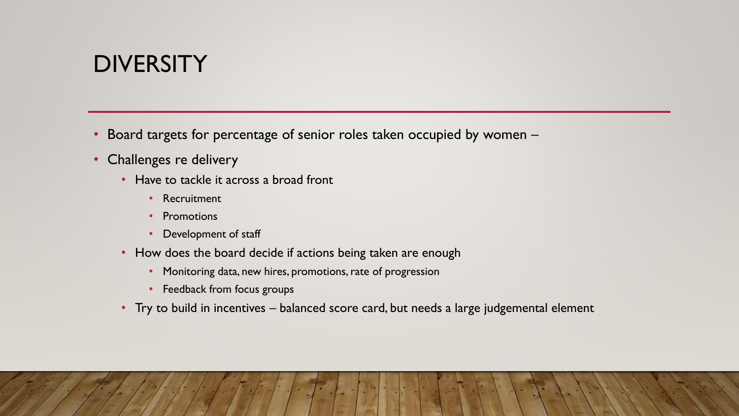# DIVERSITY

- Board targets for percentage of senior roles taken occupied by women –
- Challenges re delivery
  - Have to tackle it across a broad front
    - Recruitment
    - Promotions
    - Development of staff
  - How does the board decide if actions being taken are enough
    - Monitoring data, new hires, promotions, rate of progression
    - Feedback from focus groups
  - Try to build in incentives – balanced score card, but needs a large judgemental element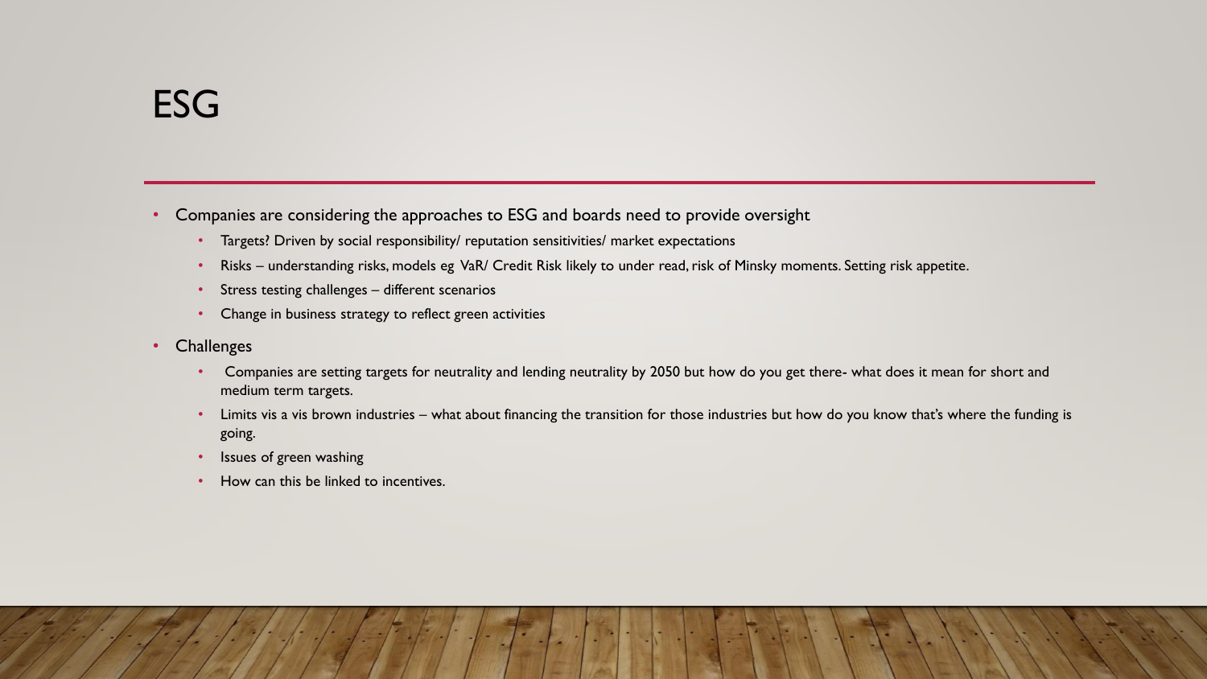# ESG

- Companies are considering the approaches to ESG and boards need to provide oversight
  - Targets? Driven by social responsibility/ reputation sensitivities/ market expectations
  - Risks – understanding risks, models eg VaR/ Credit Risk likely to under read, risk of Minsky moments. Setting risk appetite.
  - Stress testing challenges – different scenarios
  - Change in business strategy to reflect green activities
- Challenges
  - Companies are setting targets for neutrality and lending neutrality by 2050 but how do you get there- what does it mean for short and medium term targets.
  - Limits vis a vis brown industries – what about financing the transition for those industries but how do you know that's where the funding is going.
  - Issues of green washing
  - How can this be linked to incentives.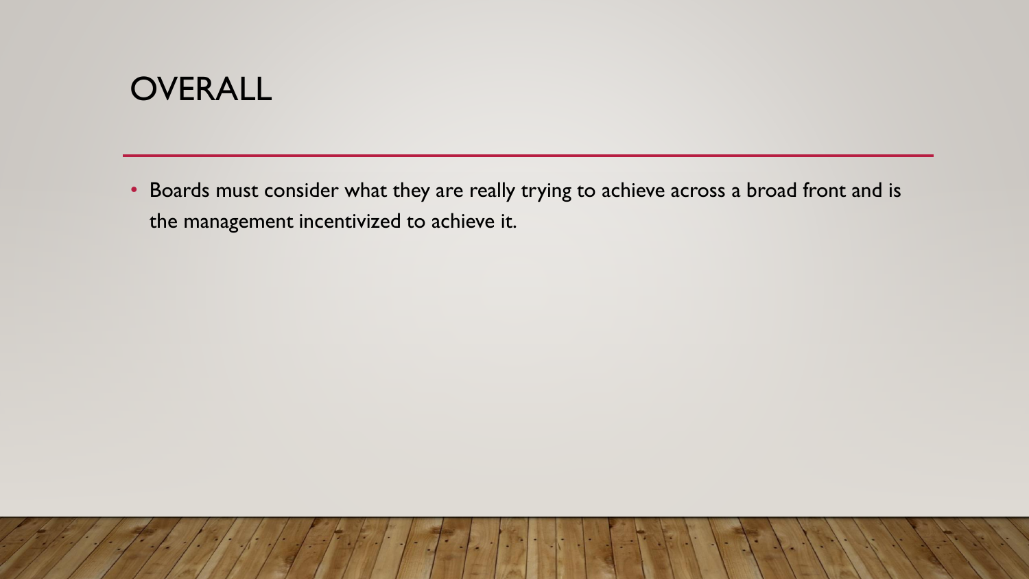# OVERALL

- Boards must consider what they are really trying to achieve across a broad front and is the management incentivized to achieve it.